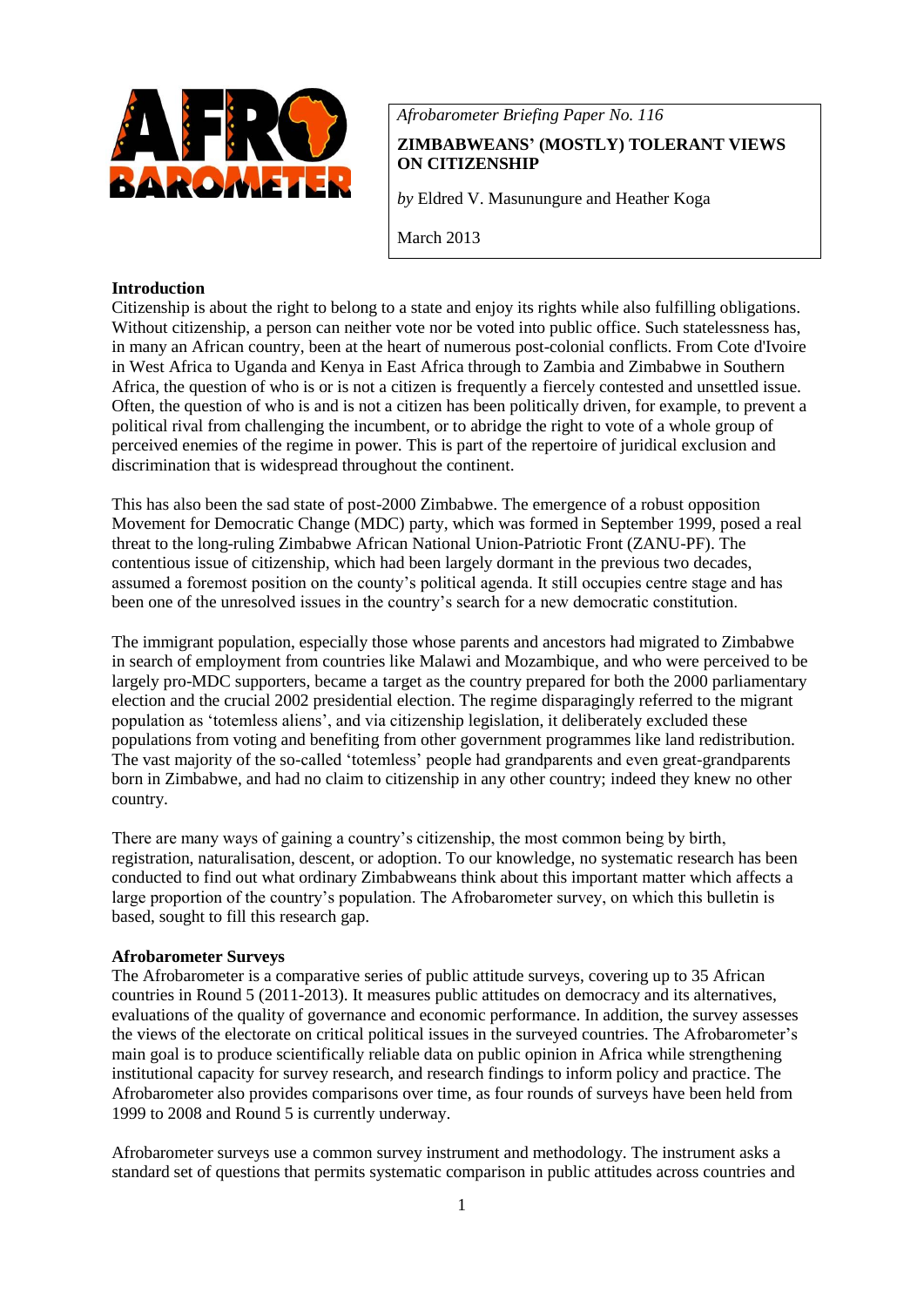*Afrobarometer Briefing Paper No. 116*

**ZIMBABWEANS' (MOSTLY) TOLERANT VIEWS ON CITIZENSHIP**

*by* Eldred V. Masunungure and Heather Koga

March 2013

## Introduction

Citizenship is about the right to belong to a state and enjoy its rights while also fulfilling obligations. Without citizenship, a person can neither vote nor be voted into public office. Such statelessness has, in many an African country, been at the heart of numerous post-colonial conflicts. From Cote d'Ivoire in West Africa to Uganda and Kenya in East Africa through to Zambia and Zimbabwe in Southern Africa, the question of who is or is not a citizen is frequently a fiercely contested and unsettled issue. Often, the question of who is and is not a citizen has been politically driven, for example, to prevent a political rival from challenging the incumbent, or to abridge the right to vote of a whole group of perceived enemies of the regime in power. This is part of the repertoire of juridical exclusion and discrimination that is widespread throughout the continent.

This has also been the sad state of post-2000 Zimbabwe. The emergence of a robust opposition Movement for Democratic Change (MDC) party, which was formed in September 1999, posed a real threat to the long-ruling Zimbabwe African National Union-Patriotic Front (ZANU-PF). The contentious issue of citizenship, which had been largely dormant in the previous two decades, assumed a foremost position on the county's political agenda. It still occupies centre stage and has been one of the unresolved issues in the country's search for a new democratic constitution.

The immigrant population, especially those whose parents and ancestors had migrated to Zimbabwe in search of employment from countries like Malawi and Mozambique, and who were perceived to be largely pro-MDC supporters, became a target as the country prepared for both the 2000 parliamentary election and the crucial 2002 presidential election. The regime disparagingly referred to the migrant population as 'totemless aliens', and via citizenship legislation, it deliberately excluded these populations from voting and benefiting from other government programmes like land redistribution. The vast majority of the so-called 'totemless' people had grandparents and even great-grandparents born in Zimbabwe, and had no claim to citizenship in any other country; indeed they knew no other country.

There are many ways of gaining a country's citizenship, the most common being by birth, registration, naturalisation, descent, or adoption. To our knowledge, no systematic research has been conducted to find out what ordinary Zimbabweans think about this important matter which affects a large proportion of the country's population. The Afrobarometer survey, on which this bulletin is based, sought to fill this research gap.

## Afrobarometer Surveys

The Afrobarometer is a comparative series of public attitude surveys, covering up to 35 African countries in Round 5 (2011-2013). It measures public attitudes on democracy and its alternatives, evaluations of the quality of governance and economic performance. In addition, the survey assesses the views of the electorate on critical political issues in the surveyed countries. The Afrobarometer's main goal is to produce scientifically reliable data on public opinion in Africa while strengthening institutional capacity for survey research, and research findings to inform policy and practice. The Afrobarometer also provides comparisons over time, as four rounds of surveys have been held from 1999 to 2008 and Round 5 is currently underway.

Afrobarometer surveys use a common survey instrument and methodology. The instrument asks a standard set of questions that permits systematic comparison in public attitudes across countries and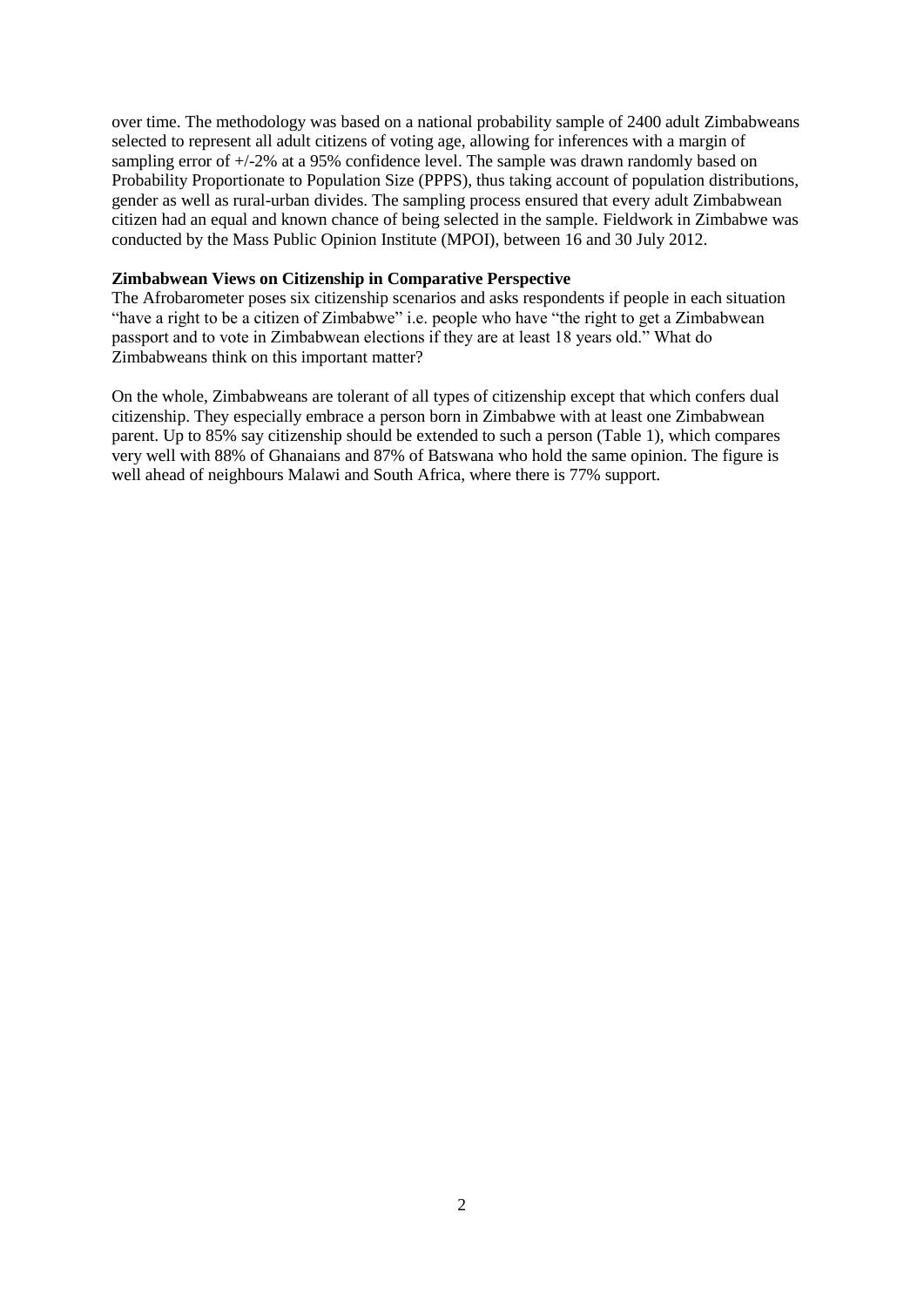over time. The methodology was based on a national probability sample of 2400 adult Zimbabweans selected to represent all adult citizens of voting age, allowing for inferences with a margin of sampling error of +/-2% at a 95% confidence level. The sample was drawn randomly based on Probability Proportionate to Population Size (PPPS), thus taking account of population distributions, gender as well as rural-urban divides. The sampling process ensured that every adult Zimbabwean citizen had an equal and known chance of being selected in the sample. Fieldwork in Zimbabwe was conducted by the Mass Public Opinion Institute (MPOI), between 16 and 30 July 2012.

**Zimbabwean Views on Citizenship in Comparative Perspective**

The Afrobarometer poses six citizenship scenarios and asks respondents if people in each situation "have a right to be a citizen of Zimbabwe" i.e. people who have "the right to get a Zimbabwean passport and to vote in Zimbabwean elections if they are at least 18 years old." What do Zimbabweans think on this important matter?

On the whole, Zimbabweans are tolerant of all types of citizenship except that which confers dual citizenship. They especially embrace a person born in Zimbabwe with at least one Zimbabwean parent. Up to 85% say citizenship should be extended to such a person (Table 1), which compares very well with 88% of Ghanaians and 87% of Batswana who hold the same opinion. The figure is well ahead of neighbours Malawi and South Africa, where there is 77% support.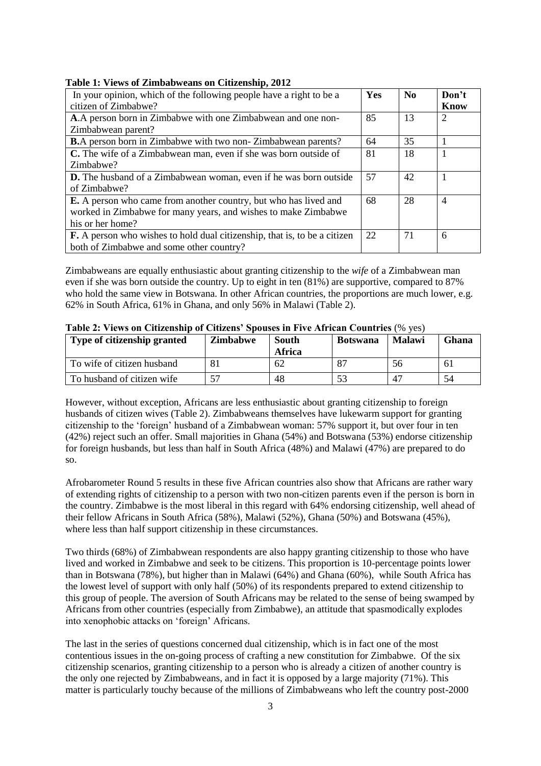**Table 1: Views of Zimbabweans on Citizenship, 2012**

| In your opinion, which of the following people have a right to be a citizen of Zimbabwe? | Yes | No | Don't Know |
|---|---|---|---|
| **A**.A person born in Zimbabwe with one Zimbabwean and one non-Zimbabwean parent? | 85 | 13 | 2 |
| **B.**A person born in Zimbabwe with two non- Zimbabwean parents? | 64 | 35 | 1 |
| **C.** The wife of a Zimbabwean man, even if she was born outside of Zimbabwe? | 81 | 18 | 1 |
| **D.** The husband of a Zimbabwean woman, even if he was born outside of Zimbabwe? | 57 | 42 | 1 |
| **E.** A person who came from another country, but who has lived and worked in Zimbabwe for many years, and wishes to make Zimbabwe his or her home? | 68 | 28 | 4 |
| **F.** A person who wishes to hold dual citizenship, that is, to be a citizen both of Zimbabwe and some other country? | 22 | 71 | 6 |

Zimbabweans are equally enthusiastic about granting citizenship to the *wife* of a Zimbabwean man even if she was born outside the country. Up to eight in ten (81%) are supportive, compared to 87% who hold the same view in Botswana. In other African countries, the proportions are much lower, e.g. 62% in South Africa, 61% in Ghana, and only 56% in Malawi (Table 2).

**Table 2: Views on Citizenship of Citizens' Spouses in Five African Countries** (% yes)

| Type of citizenship granted | Zimbabwe | South Africa | Botswana | Malawi | Ghana |
|---|---|---|---|---|---|
| To wife of citizen husband | 81 | 62 | 87 | 56 | 61 |
| To husband of citizen wife | 57 | 48 | 53 | 47 | 54 |

However, without exception, Africans are less enthusiastic about granting citizenship to foreign husbands of citizen wives (Table 2). Zimbabweans themselves have lukewarm support for granting citizenship to the 'foreign' husband of a Zimbabwean woman: 57% support it, but over four in ten (42%) reject such an offer. Small majorities in Ghana (54%) and Botswana (53%) endorse citizenship for foreign husbands, but less than half in South Africa (48%) and Malawi (47%) are prepared to do so.

Afrobarometer Round 5 results in these five African countries also show that Africans are rather wary of extending rights of citizenship to a person with two non-citizen parents even if the person is born in the country. Zimbabwe is the most liberal in this regard with 64% endorsing citizenship, well ahead of their fellow Africans in South Africa (58%), Malawi (52%), Ghana (50%) and Botswana (45%), where less than half support citizenship in these circumstances.

Two thirds (68%) of Zimbabwean respondents are also happy granting citizenship to those who have lived and worked in Zimbabwe and seek to be citizens. This proportion is 10-percentage points lower than in Botswana (78%), but higher than in Malawi (64%) and Ghana (60%), while South Africa has the lowest level of support with only half (50%) of its respondents prepared to extend citizenship to this group of people. The aversion of South Africans may be related to the sense of being swamped by Africans from other countries (especially from Zimbabwe), an attitude that spasmodically explodes into xenophobic attacks on 'foreign' Africans.

The last in the series of questions concerned dual citizenship, which is in fact one of the most contentious issues in the on-going process of crafting a new constitution for Zimbabwe. Of the six citizenship scenarios, granting citizenship to a person who is already a citizen of another country is the only one rejected by Zimbabweans, and in fact it is opposed by a large majority (71%). This matter is particularly touchy because of the millions of Zimbabweans who left the country post-2000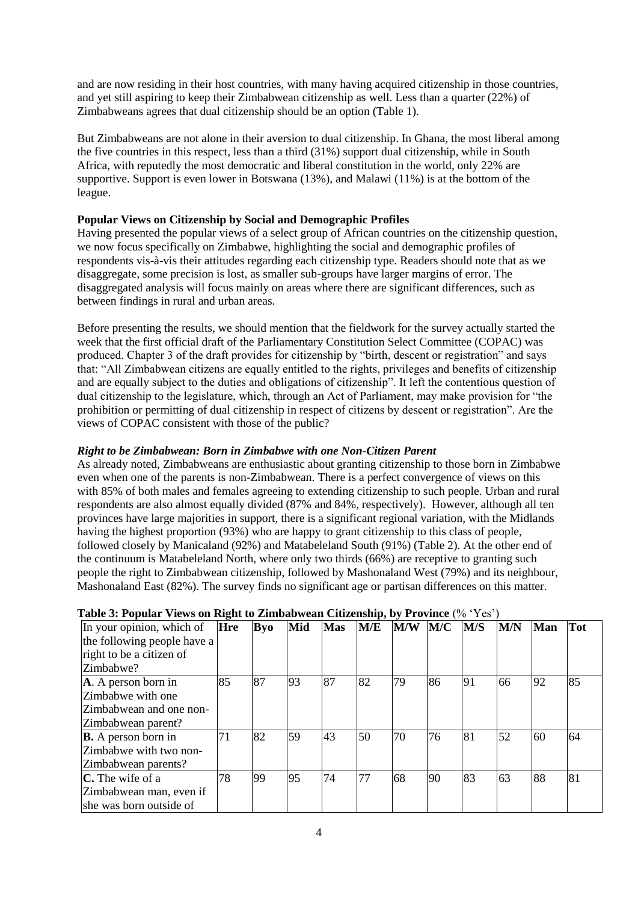and are now residing in their host countries, with many having acquired citizenship in those countries, and yet still aspiring to keep their Zimbabwean citizenship as well. Less than a quarter (22%) of Zimbabweans agrees that dual citizenship should be an option (Table 1).

But Zimbabweans are not alone in their aversion to dual citizenship. In Ghana, the most liberal among the five countries in this respect, less than a third (31%) support dual citizenship, while in South Africa, with reputedly the most democratic and liberal constitution in the world, only 22% are supportive. Support is even lower in Botswana (13%), and Malawi (11%) is at the bottom of the league.

**Popular Views on Citizenship by Social and Demographic Profiles**

Having presented the popular views of a select group of African countries on the citizenship question, we now focus specifically on Zimbabwe, highlighting the social and demographic profiles of respondents vis-à-vis their attitudes regarding each citizenship type. Readers should note that as we disaggregate, some precision is lost, as smaller sub-groups have larger margins of error. The disaggregated analysis will focus mainly on areas where there are significant differences, such as between findings in rural and urban areas.

Before presenting the results, we should mention that the fieldwork for the survey actually started the week that the first official draft of the Parliamentary Constitution Select Committee (COPAC) was produced. Chapter 3 of the draft provides for citizenship by "birth, descent or registration" and says that: "All Zimbabwean citizens are equally entitled to the rights, privileges and benefits of citizenship and are equally subject to the duties and obligations of citizenship". It left the contentious question of dual citizenship to the legislature, which, through an Act of Parliament, may make provision for "the prohibition or permitting of dual citizenship in respect of citizens by descent or registration". Are the views of COPAC consistent with those of the public?

***Right to be Zimbabwean: Born in Zimbabwe with one Non-Citizen Parent***

As already noted, Zimbabweans are enthusiastic about granting citizenship to those born in Zimbabwe even when one of the parents is non-Zimbabwean. There is a perfect convergence of views on this with 85% of both males and females agreeing to extending citizenship to such people. Urban and rural respondents are also almost equally divided (87% and 84%, respectively). However, although all ten provinces have large majorities in support, there is a significant regional variation, with the Midlands having the highest proportion (93%) who are happy to grant citizenship to this class of people, followed closely by Manicaland (92%) and Matabeleland South (91%) (Table 2). At the other end of the continuum is Matabeleland North, where only two thirds (66%) are receptive to granting such people the right to Zimbabwean citizenship, followed by Mashonaland West (79%) and its neighbour, Mashonaland East (82%). The survey finds no significant age or partisan differences on this matter.

**Table 3: Popular Views on Right to Zimbabwean Citizenship, by Province** (% 'Yes')

| In your opinion, which of the following people have a right to be a citizen of Zimbabwe? | Hre | Byo | Mid | Mas | M/E | M/W | M/C | M/S | M/N | Man | Tot |
|---|---|---|---|---|---|---|---|---|---|---|---|
| **A**. A person born in Zimbabwe with one Zimbabwean and one non-Zimbabwean parent? | 85 | 87 | 93 | 87 | 82 | 79 | 86 | 91 | 66 | 92 | 85 |
| **B.** A person born in Zimbabwe with two non-Zimbabwean parents? | 71 | 82 | 59 | 43 | 50 | 70 | 76 | 81 | 52 | 60 | 64 |
| **C.** The wife of a Zimbabwean man, even if she was born outside of | 78 | 99 | 95 | 74 | 77 | 68 | 90 | 83 | 63 | 88 | 81 |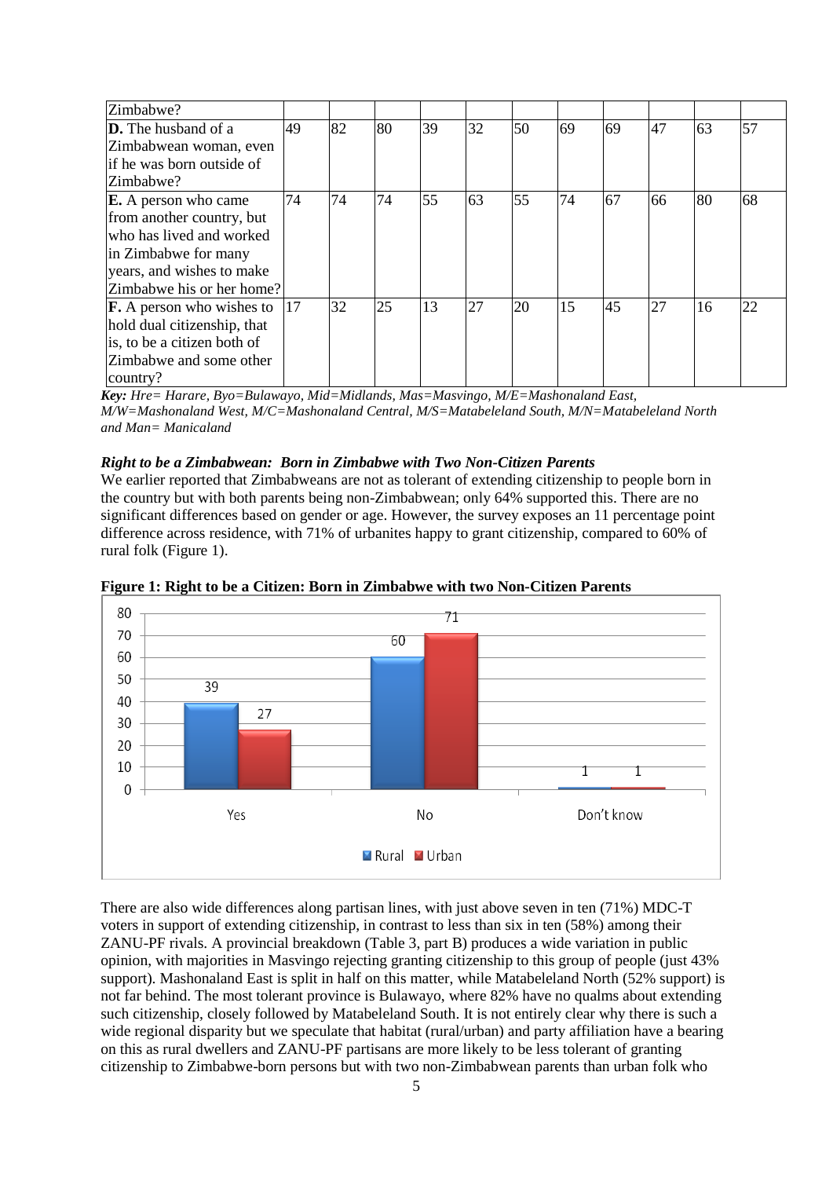| | | | | | | | | | | | |
|---|---|---|---|---|---|---|---|---|---|---|---|
| Zimbabwe? | | | | | | | | | | | |
| **D.** The husband of a Zimbabwean woman, even if he was born outside of Zimbabwe? | 49 | 82 | 80 | 39 | 32 | 50 | 69 | 69 | 47 | 63 | 57 |
| **E.** A person who came from another country, but who has lived and worked in Zimbabwe for many years, and wishes to make Zimbabwe his or her home? | 74 | 74 | 74 | 55 | 63 | 55 | 74 | 67 | 66 | 80 | 68 |
| **F.** A person who wishes to hold dual citizenship, that is, to be a citizen both of Zimbabwe and some other country? | 17 | 32 | 25 | 13 | 27 | 20 | 15 | 45 | 27 | 16 | 22 |

***Key:** Hre= Harare, Byo=Bulawayo, Mid=Midlands, Mas=Masvingo, M/E=Mashonaland East, M/W=Mashonaland West, M/C=Mashonaland Central, M/S=Matabeleland South, M/N=Matabeleland North and Man= Manicaland*

***Right to be a Zimbabwean: Born in Zimbabwe with Two Non-Citizen Parents***

We earlier reported that Zimbabweans are not as tolerant of extending citizenship to people born in the country but with both parents being non-Zimbabwean; only 64% supported this. There are no significant differences based on gender or age. However, the survey exposes an 11 percentage point difference across residence, with 71% of urbanites happy to grant citizenship, compared to 60% of rural folk (Figure 1).

**Figure 1: Right to be a Citizen: Born in Zimbabwe with two Non-Citizen Parents**

| | Rural | Urban |
|---|---|---|
| Yes | 39 | 27 |
| No | 60 | 71 |
| Don't know | 1 | 1 |

There are also wide differences along partisan lines, with just above seven in ten (71%) MDC-T voters in support of extending citizenship, in contrast to less than six in ten (58%) among their ZANU-PF rivals. A provincial breakdown (Table 3, part B) produces a wide variation in public opinion, with majorities in Masvingo rejecting granting citizenship to this group of people (just 43% support). Mashonaland East is split in half on this matter, while Matabeleland North (52% support) is not far behind. The most tolerant province is Bulawayo, where 82% have no qualms about extending such citizenship, closely followed by Matabeleland South. It is not entirely clear why there is such a wide regional disparity but we speculate that habitat (rural/urban) and party affiliation have a bearing on this as rural dwellers and ZANU-PF partisans are more likely to be less tolerant of granting citizenship to Zimbabwe-born persons but with two non-Zimbabwean parents than urban folk who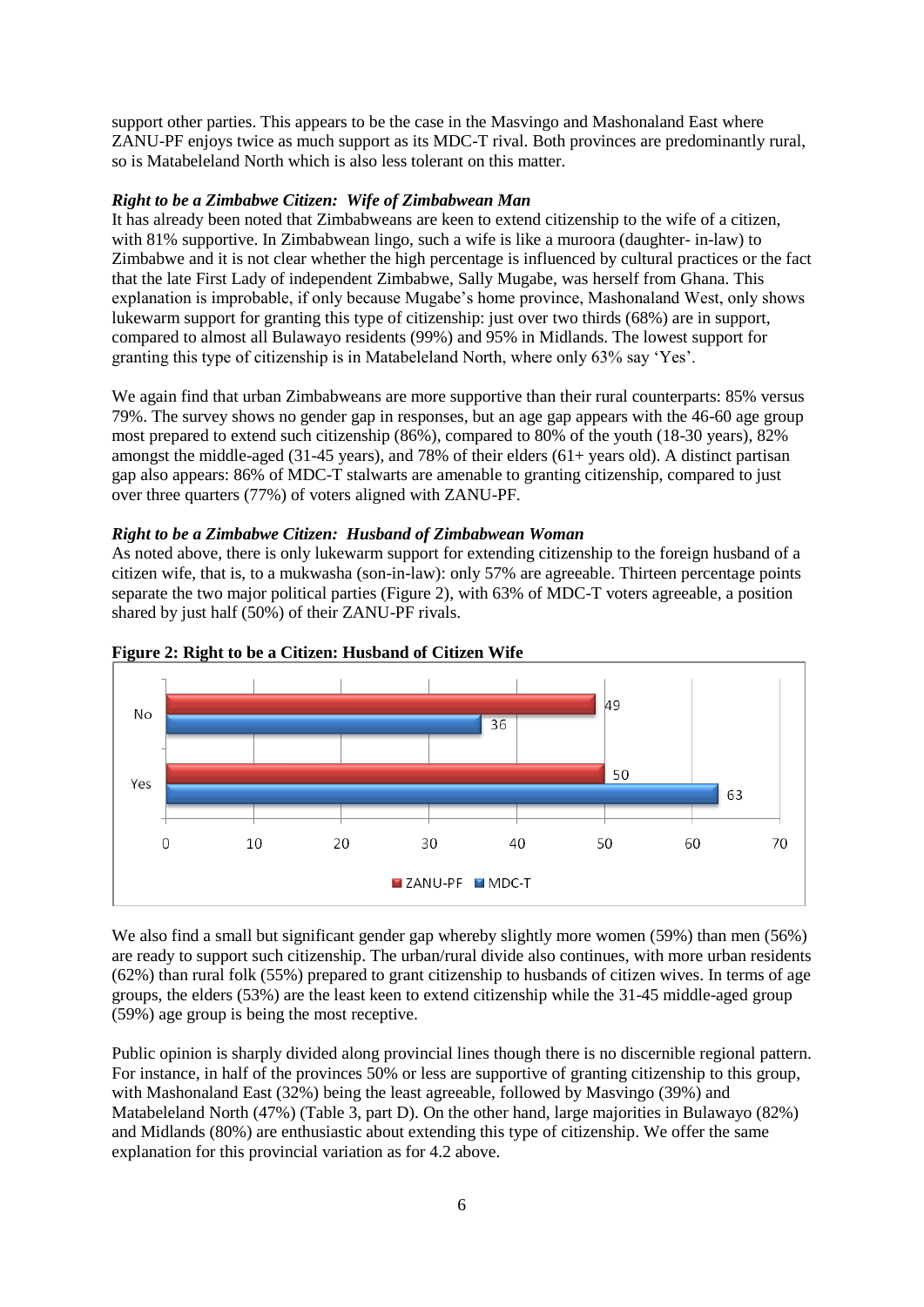support other parties. This appears to be the case in the Masvingo and Mashonaland East where ZANU-PF enjoys twice as much support as its MDC-T rival. Both provinces are predominantly rural, so is Matabeleland North which is also less tolerant on this matter.

***Right to be a Zimbabwe Citizen: Wife of Zimbabwean Man***

It has already been noted that Zimbabweans are keen to extend citizenship to the wife of a citizen, with 81% supportive. In Zimbabwean lingo, such a wife is like a muroora (daughter- in-law) to Zimbabwe and it is not clear whether the high percentage is influenced by cultural practices or the fact that the late First Lady of independent Zimbabwe, Sally Mugabe, was herself from Ghana. This explanation is improbable, if only because Mugabe's home province, Mashonaland West, only shows lukewarm support for granting this type of citizenship: just over two thirds (68%) are in support, compared to almost all Bulawayo residents (99%) and 95% in Midlands. The lowest support for granting this type of citizenship is in Matabeleland North, where only 63% say 'Yes'.

We again find that urban Zimbabweans are more supportive than their rural counterparts: 85% versus 79%. The survey shows no gender gap in responses, but an age gap appears with the 46-60 age group most prepared to extend such citizenship (86%), compared to 80% of the youth (18-30 years), 82% amongst the middle-aged (31-45 years), and 78% of their elders (61+ years old). A distinct partisan gap also appears: 86% of MDC-T stalwarts are amenable to granting citizenship, compared to just over three quarters (77%) of voters aligned with ZANU-PF.

***Right to be a Zimbabwe Citizen: Husband of Zimbabwean Woman***

As noted above, there is only lukewarm support for extending citizenship to the foreign husband of a citizen wife, that is, to a mukwasha (son-in-law): only 57% are agreeable. Thirteen percentage points separate the two major political parties (Figure 2), with 63% of MDC-T voters agreeable, a position shared by just half (50%) of their ZANU-PF rivals.

**Figure 2: Right to be a Citizen: Husband of Citizen Wife**

| | ZANU-PF | MDC-T |
|---|---|---|
| No | 49 | 36 |
| Yes | 50 | 63 |

We also find a small but significant gender gap whereby slightly more women (59%) than men (56%) are ready to support such citizenship. The urban/rural divide also continues, with more urban residents (62%) than rural folk (55%) prepared to grant citizenship to husbands of citizen wives. In terms of age groups, the elders (53%) are the least keen to extend citizenship while the 31-45 middle-aged group (59%) age group is being the most receptive.

Public opinion is sharply divided along provincial lines though there is no discernible regional pattern. For instance, in half of the provinces 50% or less are supportive of granting citizenship to this group, with Mashonaland East (32%) being the least agreeable, followed by Masvingo (39%) and Matabeleland North (47%) (Table 3, part D). On the other hand, large majorities in Bulawayo (82%) and Midlands (80%) are enthusiastic about extending this type of citizenship. We offer the same explanation for this provincial variation as for 4.2 above.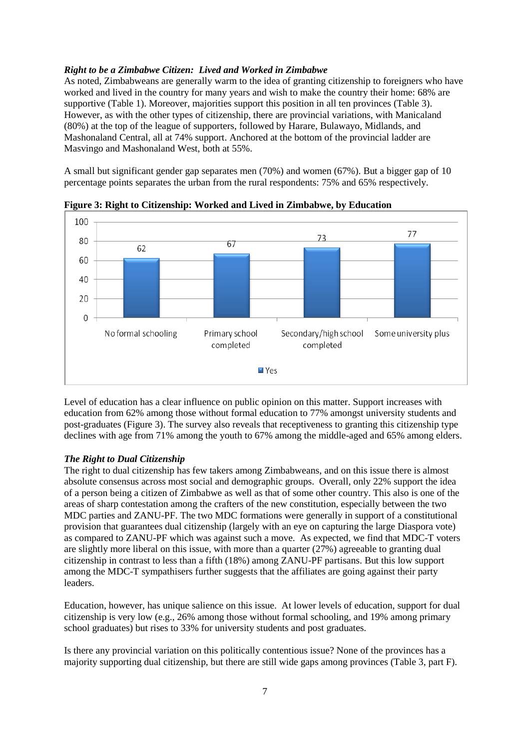### *Right to be a Zimbabwe Citizen: Lived and Worked in Zimbabwe*

As noted, Zimbabweans are generally warm to the idea of granting citizenship to foreigners who have worked and lived in the country for many years and wish to make the country their home: 68% are supportive (Table 1). Moreover, majorities support this position in all ten provinces (Table 3). However, as with the other types of citizenship, there are provincial variations, with Manicaland (80%) at the top of the league of supporters, followed by Harare, Bulawayo, Midlands, and Mashonaland Central, all at 74% support. Anchored at the bottom of the provincial ladder are Masvingo and Mashonaland West, both at 55%.

A small but significant gender gap separates men (70%) and women (67%). But a bigger gap of 10 percentage points separates the urban from the rural respondents: 75% and 65% respectively.

**Figure 3: Right to Citizenship: Worked and Lived in Zimbabwe, by Education**

| | Yes |
|---|---|
| No formal schooling | 62 |
| Primary school completed | 67 |
| Secondary/high school completed | 73 |
| Some university plus | 77 |

Level of education has a clear influence on public opinion on this matter. Support increases with education from 62% among those without formal education to 77% amongst university students and post-graduates (Figure 3). The survey also reveals that receptiveness to granting this citizenship type declines with age from 71% among the youth to 67% among the middle-aged and 65% among elders.

### *The Right to Dual Citizenship*

The right to dual citizenship has few takers among Zimbabweans, and on this issue there is almost absolute consensus across most social and demographic groups. Overall, only 22% support the idea of a person being a citizen of Zimbabwe as well as that of some other country. This also is one of the areas of sharp contestation among the crafters of the new constitution, especially between the two MDC parties and ZANU-PF. The two MDC formations were generally in support of a constitutional provision that guarantees dual citizenship (largely with an eye on capturing the large Diaspora vote) as compared to ZANU-PF which was against such a move. As expected, we find that MDC-T voters are slightly more liberal on this issue, with more than a quarter (27%) agreeable to granting dual citizenship in contrast to less than a fifth (18%) among ZANU-PF partisans. But this low support among the MDC-T sympathisers further suggests that the affiliates are going against their party leaders.

Education, however, has unique salience on this issue. At lower levels of education, support for dual citizenship is very low (e.g., 26% among those without formal schooling, and 19% among primary school graduates) but rises to 33% for university students and post graduates.

Is there any provincial variation on this politically contentious issue? None of the provinces has a majority supporting dual citizenship, but there are still wide gaps among provinces (Table 3, part F).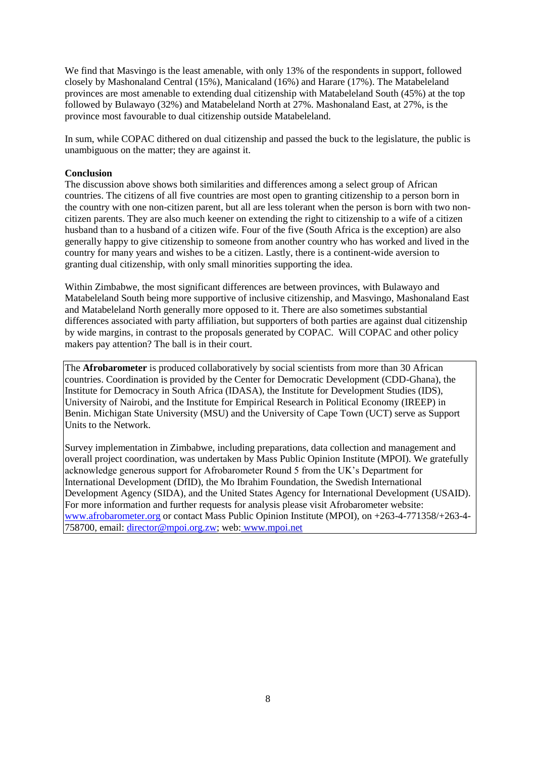We find that Masvingo is the least amenable, with only 13% of the respondents in support, followed closely by Mashonaland Central (15%), Manicaland (16%) and Harare (17%). The Matabeleland provinces are most amenable to extending dual citizenship with Matabeleland South (45%) at the top followed by Bulawayo (32%) and Matabeleland North at 27%. Mashonaland East, at 27%, is the province most favourable to dual citizenship outside Matabeleland.

In sum, while COPAC dithered on dual citizenship and passed the buck to the legislature, the public is unambiguous on the matter; they are against it.

**Conclusion**

The discussion above shows both similarities and differences among a select group of African countries. The citizens of all five countries are most open to granting citizenship to a person born in the country with one non-citizen parent, but all are less tolerant when the person is born with two non-citizen parents. They are also much keener on extending the right to citizenship to a wife of a citizen husband than to a husband of a citizen wife. Four of the five (South Africa is the exception) are also generally happy to give citizenship to someone from another country who has worked and lived in the country for many years and wishes to be a citizen. Lastly, there is a continent-wide aversion to granting dual citizenship, with only small minorities supporting the idea.

Within Zimbabwe, the most significant differences are between provinces, with Bulawayo and Matabeleland South being more supportive of inclusive citizenship, and Masvingo, Mashonaland East and Matabeleland North generally more opposed to it. There are also sometimes substantial differences associated with party affiliation, but supporters of both parties are against dual citizenship by wide margins, in contrast to the proposals generated by COPAC. Will COPAC and other policy makers pay attention? The ball is in their court.

The **Afrobarometer** is produced collaboratively by social scientists from more than 30 African countries. Coordination is provided by the Center for Democratic Development (CDD-Ghana), the Institute for Democracy in South Africa (IDASA), the Institute for Development Studies (IDS), University of Nairobi, and the Institute for Empirical Research in Political Economy (IREEP) in Benin. Michigan State University (MSU) and the University of Cape Town (UCT) serve as Support Units to the Network.

Survey implementation in Zimbabwe, including preparations, data collection and management and overall project coordination, was undertaken by Mass Public Opinion Institute (MPOI). We gratefully acknowledge generous support for Afrobarometer Round 5 from the UK's Department for International Development (DfID), the Mo Ibrahim Foundation, the Swedish International Development Agency (SIDA), and the United States Agency for International Development (USAID). For more information and further requests for analysis please visit Afrobarometer website: www.afrobarometer.org or contact Mass Public Opinion Institute (MPOI), on +263-4-771358/+263-4-758700, email: director@mpoi.org.zw; web: www.mpoi.net